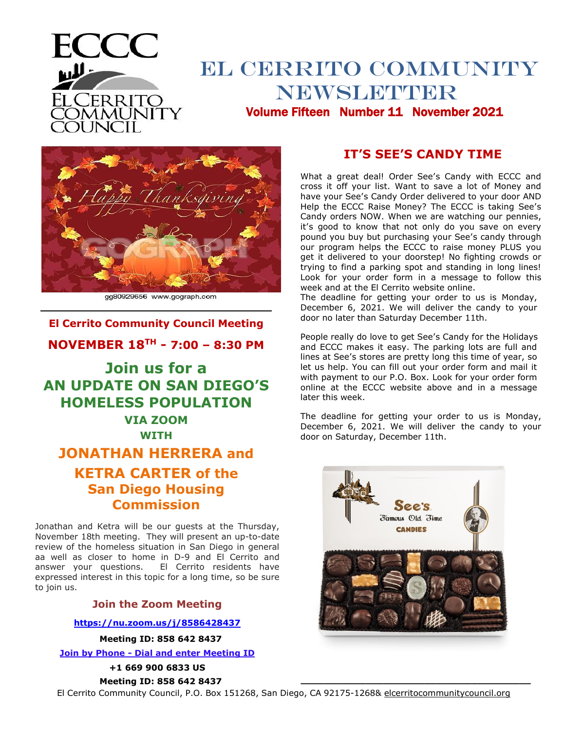# EL CERRITO COMMUNITY NEWSLETTER

**Volume Fifteen Number 11 November 2021**

gg80929656 www.gograph.com

## El Cerrito Community Council Meeting

**NOVEMBER 18TH - 7:00 – 8:30 PM**

## Join us for a AN UPDATE ON SAN DIEGO'S HOMELESS POPULATION

**VIA ZOOM**

**WITH**

## JONATHAN HERRERA and KETRA CARTER of the San Diego Housing Commission

Jonathan and Ketra will be our guests at the Thursday, November 18th meeting. They will present an up-to-date review of the homeless situation in San Diego in general aa well as closer to home in D-9 and El Cerrito and answer your questions. El Cerrito residents have expressed interest in this topic for a long time, so be sure to join us.

### Join the Zoom Meeting

**https://nu.zoom.us/j/8586428437**

**Meeting ID: 858 642 8437**

**Join by Phone - Dial and enter Meeting ID**

**+1 669 900 6833 US**

**Meeting ID: 858 642 8437**

## IT'S SEE'S CANDY TIME

What a great deal! Order See's Candy with ECCC and cross it off your list. Want to save a lot of Money and have your See's Candy Order delivered to your door AND Help the ECCC Raise Money? The ECCC is taking See's Candy orders NOW. When we are watching our pennies, it's good to know that not only do you save on every pound you buy but purchasing your See's candy through our program helps the ECCC to raise money PLUS you get it delivered to your doorstep! No fighting crowds or trying to find a parking spot and standing in long lines! Look for your order form in a message to follow this week and at the El Cerrito website online.

The deadline for getting your order to us is Monday, December 6, 2021. We will deliver the candy to your door no later than Saturday December 11th.

People really do love to get See's Candy for the Holidays and ECCC makes it easy. The parking lots are full and lines at See's stores are pretty long this time of year, so let us help. You can fill out your order form and mail it with payment to our P.O. Box. Look for your order form online at the ECCC website above and in a message later this week.

The deadline for getting your order to us is Monday, December 6, 2021. We will deliver the candy to your door on Saturday, December 11th.

El Cerrito Community Council, P.O. Box 151268, San Diego, CA 92175-1268& elcerritocommunitycouncil.org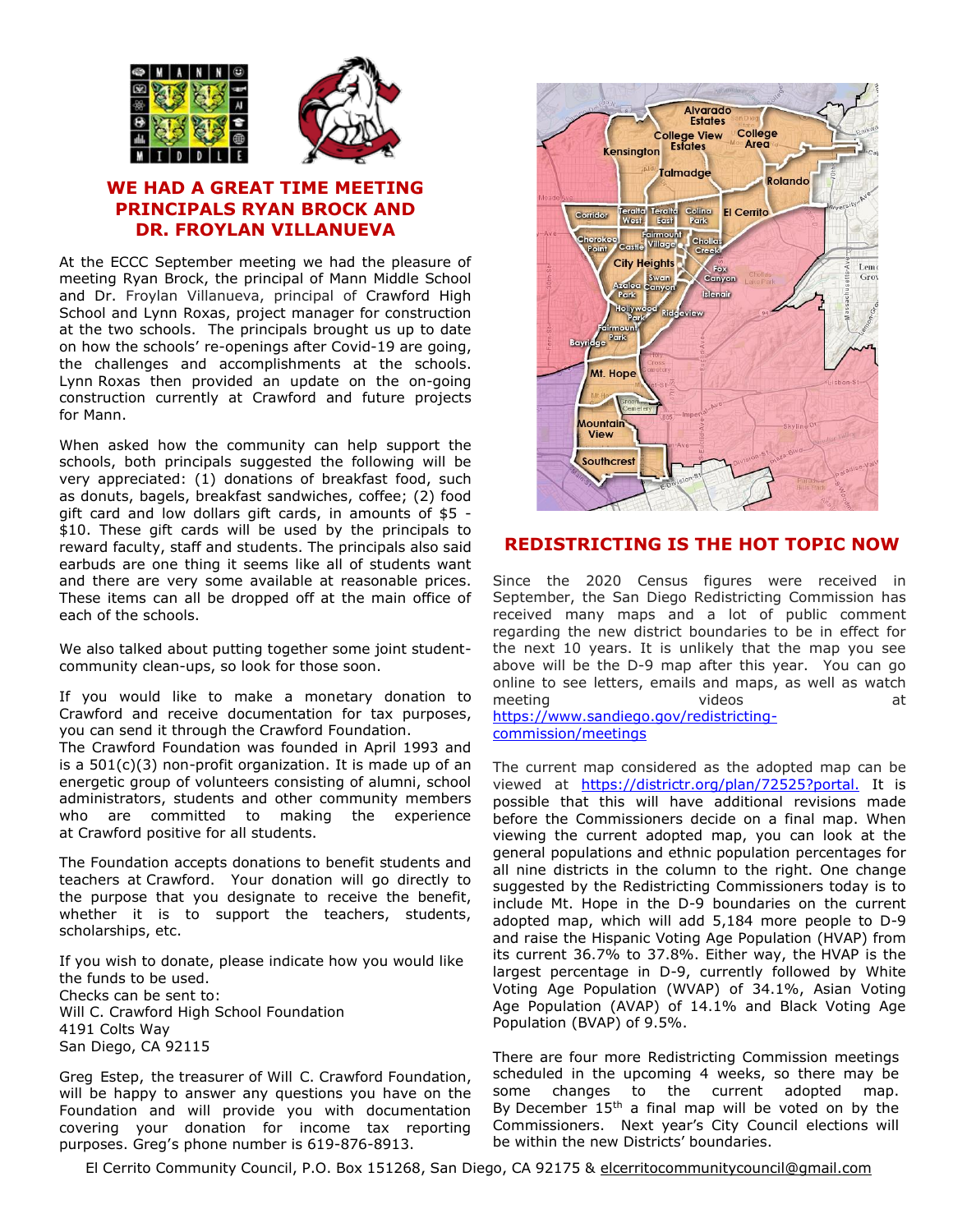## WE HAD A GREAT TIME MEETING PRINCIPALS RYAN BROCK AND DR. FROYLAN VILLANUEVA

At the ECCC September meeting we had the pleasure of meeting Ryan Brock, the principal of Mann Middle School and Dr. Froylan Villanueva, principal of Crawford High School and Lynn Roxas, project manager for construction at the two schools. The principals brought us up to date on how the schools' re-openings after Covid-19 are going, the challenges and accomplishments at the schools. Lynn Roxas then provided an update on the on-going construction currently at Crawford and future projects for Mann.

When asked how the community can help support the schools, both principals suggested the following will be very appreciated: (1) donations of breakfast food, such as donuts, bagels, breakfast sandwiches, coffee; (2) food gift card and low dollars gift cards, in amounts of $5 - $10. These gift cards will be used by the principals to reward faculty, staff and students. The principals also said earbuds are one thing it seems like all of students want and there are very some available at reasonable prices. These items can all be dropped off at the main office of each of the schools.

We also talked about putting together some joint student-community clean-ups, so look for those soon.

If you would like to make a monetary donation to Crawford and receive documentation for tax purposes, you can send it through the Crawford Foundation.

The Crawford Foundation was founded in April 1993 and is a 501(c)(3) non-profit organization. It is made up of an energetic group of volunteers consisting of alumni, school administrators, students and other community members who are committed to making the experience at Crawford positive for all students.

The Foundation accepts donations to benefit students and teachers at Crawford. Your donation will go directly to the purpose that you designate to receive the benefit, whether it is to support the teachers, students, scholarships, etc.

If you wish to donate, please indicate how you would like the funds to be used.
Checks can be sent to:
Will C. Crawford High School Foundation
4191 Colts Way
San Diego, CA 92115

Greg Estep, the treasurer of Will C. Crawford Foundation, will be happy to answer any questions you have on the Foundation and will provide you with documentation covering your donation for income tax reporting purposes. Greg's phone number is 619-876-8913.

## REDISTRICTING IS THE HOT TOPIC NOW

Since the 2020 Census figures were received in September, the San Diego Redistricting Commission has received many maps and a lot of public comment regarding the new district boundaries to be in effect for the next 10 years. It is unlikely that the map you see above will be the D-9 map after this year. You can go online to see letters, emails and maps, as well as watch meeting videos at https://www.sandiego.gov/redistricting-commission/meetings

The current map considered as the adopted map can be viewed at https://districtr.org/plan/72525?portal. It is possible that this will have additional revisions made before the Commissioners decide on a final map. When viewing the current adopted map, you can look at the general populations and ethnic population percentages for all nine districts in the column to the right. One change suggested by the Redistricting Commissioners today is to include Mt. Hope in the D-9 boundaries on the current adopted map, which will add 5,184 more people to D-9 and raise the Hispanic Voting Age Population (HVAP) from its current 36.7% to 37.8%. Either way, the HVAP is the largest percentage in D-9, currently followed by White Voting Age Population (WVAP) of 34.1%, Asian Voting Age Population (AVAP) of 14.1% and Black Voting Age Population (BVAP) of 9.5%.

There are four more Redistricting Commission meetings scheduled in the upcoming 4 weeks, so there may be some changes to the current adopted map. By December 15th a final map will be voted on by the Commissioners. Next year's City Council elections will be within the new Districts' boundaries.

El Cerrito Community Council, P.O. Box 151268, San Diego, CA 92175 & elcerritocommunitycouncil@gmail.com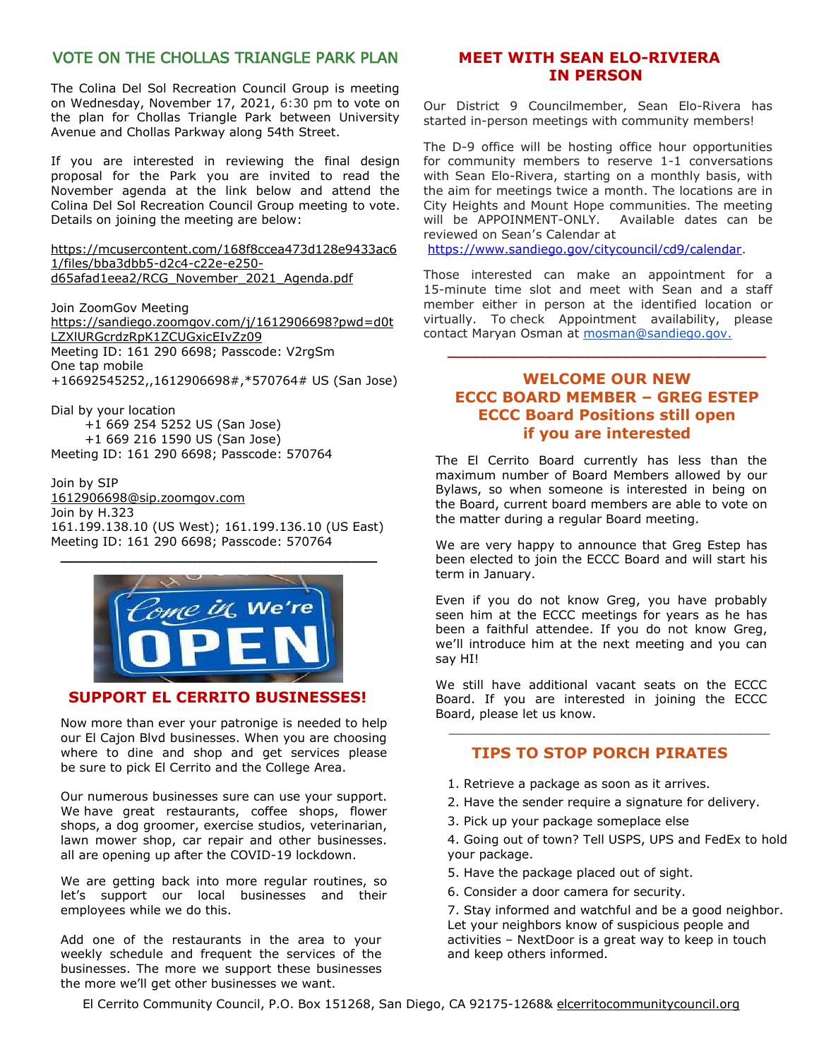## VOTE ON THE CHOLLAS TRIANGLE PARK PLAN

The Colina Del Sol Recreation Council Group is meeting on Wednesday, November 17, 2021, 6:30 pm to vote on the plan for Chollas Triangle Park between University Avenue and Chollas Parkway along 54th Street.

If you are interested in reviewing the final design proposal for the Park you are invited to read the November agenda at the link below and attend the Colina Del Sol Recreation Council Group meeting to vote. Details on joining the meeting are below:

https://mcusercontent.com/168f8ccea473d128e9433ac61/files/bba3dbb5-d2c4-c22e-e250-d65afad1eea2/RCG_November_2021_Agenda.pdf

Join ZoomGov Meeting
https://sandiego.zoomgov.com/j/1612906698?pwd=d0tLZXlURGcrdzRpK1ZCUGxicEIvZz09
Meeting ID: 161 290 6698; Passcode: V2rgSm
One tap mobile
+16692545252,,1612906698#,*570764# US (San Jose)

Dial by your location
+1 669 254 5252 US (San Jose)
+1 669 216 1590 US (San Jose)
Meeting ID: 161 290 6698; Passcode: 570764

Join by SIP
1612906698@sip.zoomgov.com
Join by H.323
161.199.138.10 (US West); 161.199.136.10 (US East)
Meeting ID: 161 290 6698; Passcode: 570764

---

## SUPPORT EL CERRITO BUSINESSES!

Now more than ever your patronige is needed to help our El Cajon Blvd businesses. When you are choosing where to dine and shop and get services please be sure to pick El Cerrito and the College Area.

Our numerous businesses sure can use your support. We have great restaurants, coffee shops, flower shops, a dog groomer, exercise studios, veterinarian, lawn mower shop, car repair and other businesses. all are opening up after the COVID-19 lockdown.

We are getting back into more regular routines, so let's support our local businesses and their employees while we do this.

Add one of the restaurants in the area to your weekly schedule and frequent the services of the businesses. The more we support these businesses the more we'll get other businesses we want.

## MEET WITH SEAN ELO-RIVIERA IN PERSON

Our District 9 Councilmember, Sean Elo-Rivera has started in-person meetings with community members!

The D-9 office will be hosting office hour opportunities for community members to reserve 1-1 conversations with Sean Elo-Rivera, starting on a monthly basis, with the aim for meetings twice a month. The locations are in City Heights and Mount Hope communities. The meeting will be APPOINMENT-ONLY. Available dates can be reviewed on Sean's Calendar at https://www.sandiego.gov/citycouncil/cd9/calendar.

Those interested can make an appointment for a 15-minute time slot and meet with Sean and a staff member either in person at the identified location or virtually. To check Appointment availability, please contact Maryan Osman at mosman@sandiego.gov.

---

## WELCOME OUR NEW ECCC BOARD MEMBER – GREG ESTEP ECCC Board Positions still open if you are interested

The El Cerrito Board currently has less than the maximum number of Board Members allowed by our Bylaws, so when someone is interested in being on the Board, current board members are able to vote on the matter during a regular Board meeting.

We are very happy to announce that Greg Estep has been elected to join the ECCC Board and will start his term in January.

Even if you do not know Greg, you have probably seen him at the ECCC meetings for years as he has been a faithful attendee. If you do not know Greg, we'll introduce him at the next meeting and you can say HI!

We still have additional vacant seats on the ECCC Board. If you are interested in joining the ECCC Board, please let us know.

---

## TIPS TO STOP PORCH PIRATES

1. Retrieve a package as soon as it arrives.
2. Have the sender require a signature for delivery.
3. Pick up your package someplace else
4. Going out of town? Tell USPS, UPS and FedEx to hold your package.
5. Have the package placed out of sight.
6. Consider a door camera for security.
7. Stay informed and watchful and be a good neighbor. Let your neighbors know of suspicious people and activities – NextDoor is a great way to keep in touch and keep others informed.

El Cerrito Community Council, P.O. Box 151268, San Diego, CA 92175-1268& elcerritocommunitycouncil.org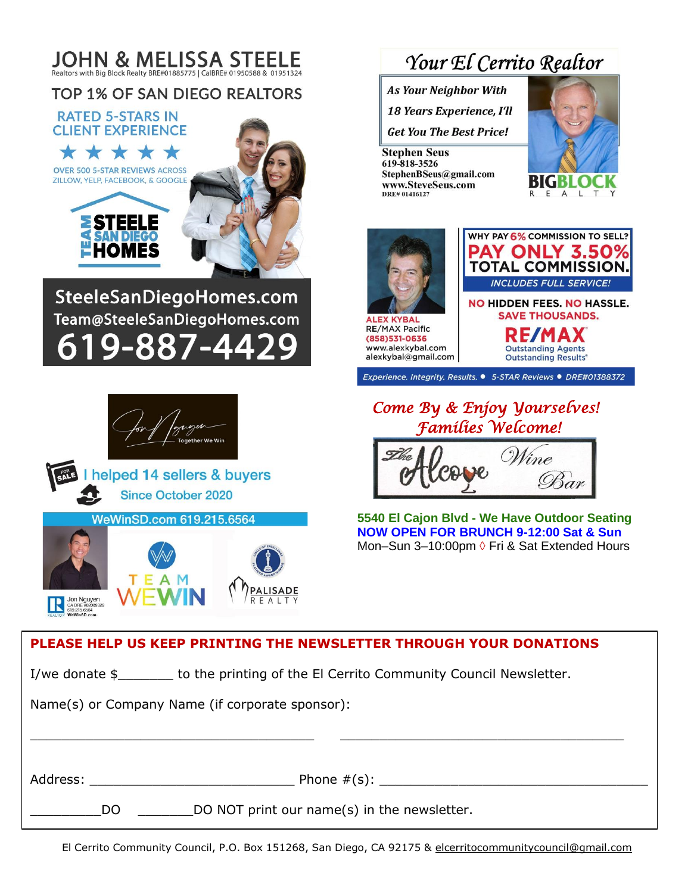## JOHN & MELISSA STEELE

Realtors with Big Block Realty BRE#01885775 | CalBRE# 01950588 & 01951324

TOP 1% OF SAN DIEGO REALTORS

RATED 5-STARS IN CLIENT EXPERIENCE

★★★★★

OVER 500 5-STAR REVIEWS ACROSS ZILLOW, YELP, FACEBOOK, & GOOGLE

TEAM STEELE SAN DIEGO HOMES

SteeleSanDiegoHomes.com

Team@SteeleSanDiegoHomes.com

619-887-4429

## Your El Cerrito Realtor

*As Your Neighbor With 18 Years Experience, I'll Get You The Best Price!*

**Stephen Seus**
619-818-3526
StephenBSeus@gmail.com
www.SteveSeus.com
DRE# 01416127

BIGBLOCK REALTY

ALEX KYBAL
RE/MAX Pacific
(858)531-0636
www.alexkybal.com
alexkybal@gmail.com

WHY PAY 6% COMMISSION TO SELL?

**PAY ONLY 3.50% TOTAL COMMISSION.**

*INCLUDES FULL SERVICE!*

NO HIDDEN FEES. NO HASSLE.

SAVE THOUSANDS.

RE/MAX
Outstanding Agents
Outstanding Results®

*Experience. Integrity. Results. ● 5-STAR Reviews ● DRE#01388372*

Jon Nguyen — Together We Win

I helped 14 sellers & buyers

Since October 2020

WeWinSD.com 619.215.6564

Jon Nguyen
CA DRE #02089329
619.215.6564
WeWinSD.com

TEAM WEWIN

PALISADE REALTY

*Come By & Enjoy Yourselves!*
*Families Welcome!*

The Alcove Wine Bar

**5540 El Cajon Blvd - We Have Outdoor Seating**

**NOW OPEN FOR BRUNCH 9-12:00 Sat & Sun**

Mon–Sun 3–10:00pm ◊ Fri & Sat Extended Hours

---

**PLEASE HELP US KEEP PRINTING THE NEWSLETTER THROUGH YOUR DONATIONS**

I/we donate $_______ to the printing of the El Cerrito Community Council Newsletter.

Name(s) or Company Name (if corporate sponsor):

___________________________________ ___________________________________

Address: __________________________ Phone #(s): ___________________________________

_________DO _______DO NOT print our name(s) in the newsletter.

El Cerrito Community Council, P.O. Box 151268, San Diego, CA 92175 & elcerritocommunitycouncil@gmail.com